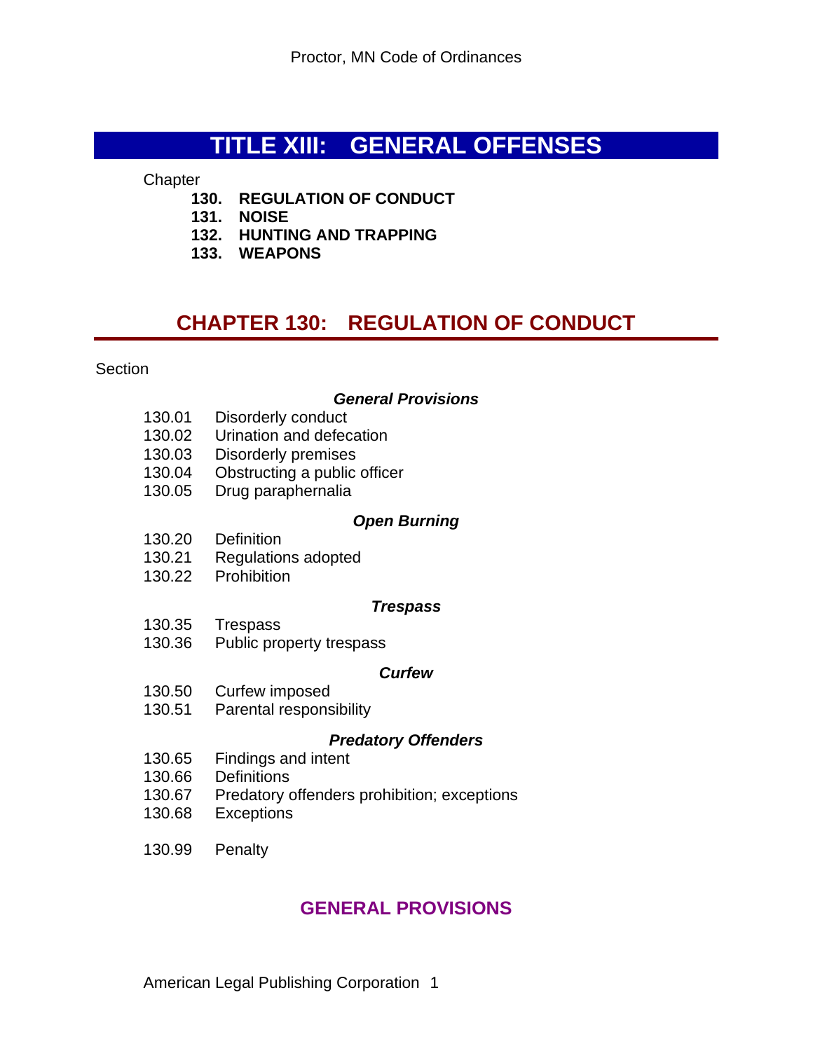# TITLE XIII: GENERAL OFFENSES

Chapter

- **130. REGULATION OF CONDUCT**
- **131. NOISE**
- **132. HUNTING AND TRAPPING**
- **133. WEAPONS**

## CHAPTER 130: REGULATION OF CONDUCT

Section

***General Provisions***

130.01 Disorderly conduct
130.02 Urination and defecation
130.03 Disorderly premises
130.04 Obstructing a public officer
130.05 Drug paraphernalia

***Open Burning***

130.20 Definition
130.21 Regulations adopted
130.22 Prohibition

***Trespass***

130.35 Trespass
130.36 Public property trespass

***Curfew***

130.50 Curfew imposed
130.51 Parental responsibility

***Predatory Offenders***

130.65 Findings and intent
130.66 Definitions
130.67 Predatory offenders prohibition; exceptions
130.68 Exceptions

130.99 Penalty

### GENERAL PROVISIONS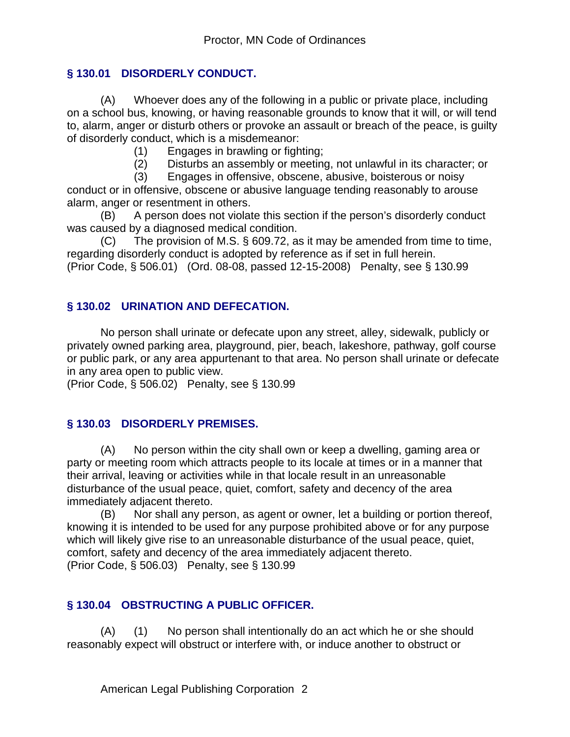## § 130.01 DISORDERLY CONDUCT.

(A) Whoever does any of the following in a public or private place, including on a school bus, knowing, or having reasonable grounds to know that it will, or will tend to, alarm, anger or disturb others or provoke an assault or breach of the peace, is guilty of disorderly conduct, which is a misdemeanor:

(1) Engages in brawling or fighting;

(2) Disturbs an assembly or meeting, not unlawful in its character; or

(3) Engages in offensive, obscene, abusive, boisterous or noisy conduct or in offensive, obscene or abusive language tending reasonably to arouse alarm, anger or resentment in others.

(B) A person does not violate this section if the person's disorderly conduct was caused by a diagnosed medical condition.

(C) The provision of M.S. § 609.72, as it may be amended from time to time, regarding disorderly conduct is adopted by reference as if set in full herein.

(Prior Code, § 506.01) (Ord. 08-08, passed 12-15-2008) Penalty, see § 130.99

## § 130.02 URINATION AND DEFECATION.

No person shall urinate or defecate upon any street, alley, sidewalk, publicly or privately owned parking area, playground, pier, beach, lakeshore, pathway, golf course or public park, or any area appurtenant to that area. No person shall urinate or defecate in any area open to public view.

(Prior Code, § 506.02) Penalty, see § 130.99

## § 130.03 DISORDERLY PREMISES.

(A) No person within the city shall own or keep a dwelling, gaming area or party or meeting room which attracts people to its locale at times or in a manner that their arrival, leaving or activities while in that locale result in an unreasonable disturbance of the usual peace, quiet, comfort, safety and decency of the area immediately adjacent thereto.

(B) Nor shall any person, as agent or owner, let a building or portion thereof, knowing it is intended to be used for any purpose prohibited above or for any purpose which will likely give rise to an unreasonable disturbance of the usual peace, quiet, comfort, safety and decency of the area immediately adjacent thereto.

(Prior Code, § 506.03) Penalty, see § 130.99

## § 130.04 OBSTRUCTING A PUBLIC OFFICER.

(A) (1) No person shall intentionally do an act which he or she should reasonably expect will obstruct or interfere with, or induce another to obstruct or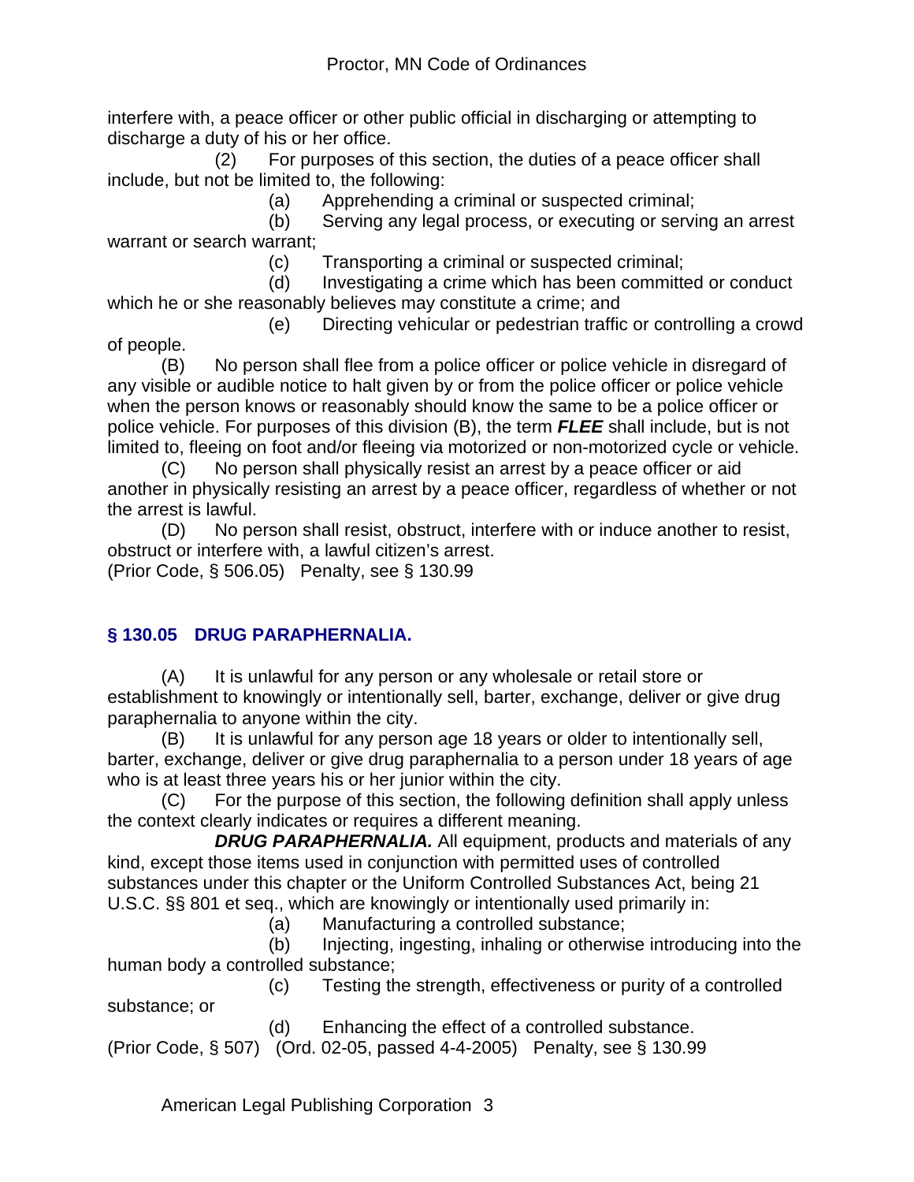interfere with, a peace officer or other public official in discharging or attempting to discharge a duty of his or her office.

(2) For purposes of this section, the duties of a peace officer shall include, but not be limited to, the following:

(a) Apprehending a criminal or suspected criminal;

(b) Serving any legal process, or executing or serving an arrest warrant or search warrant;

(c) Transporting a criminal or suspected criminal;

(d) Investigating a crime which has been committed or conduct which he or she reasonably believes may constitute a crime; and

(e) Directing vehicular or pedestrian traffic or controlling a crowd of people.

(B) No person shall flee from a police officer or police vehicle in disregard of any visible or audible notice to halt given by or from the police officer or police vehicle when the person knows or reasonably should know the same to be a police officer or police vehicle. For purposes of this division (B), the term ***FLEE*** shall include, but is not limited to, fleeing on foot and/or fleeing via motorized or non-motorized cycle or vehicle.

(C) No person shall physically resist an arrest by a peace officer or aid another in physically resisting an arrest by a peace officer, regardless of whether or not the arrest is lawful.

(D) No person shall resist, obstruct, interfere with or induce another to resist, obstruct or interfere with, a lawful citizen's arrest.

(Prior Code, § 506.05) Penalty, see § 130.99

## § 130.05 DRUG PARAPHERNALIA.

(A) It is unlawful for any person or any wholesale or retail store or establishment to knowingly or intentionally sell, barter, exchange, deliver or give drug paraphernalia to anyone within the city.

(B) It is unlawful for any person age 18 years or older to intentionally sell, barter, exchange, deliver or give drug paraphernalia to a person under 18 years of age who is at least three years his or her junior within the city.

(C) For the purpose of this section, the following definition shall apply unless the context clearly indicates or requires a different meaning.

***DRUG PARAPHERNALIA.*** All equipment, products and materials of any kind, except those items used in conjunction with permitted uses of controlled substances under this chapter or the Uniform Controlled Substances Act, being 21 U.S.C. §§ 801 et seq., which are knowingly or intentionally used primarily in:

(a) Manufacturing a controlled substance;

(b) Injecting, ingesting, inhaling or otherwise introducing into the human body a controlled substance;

(c) Testing the strength, effectiveness or purity of a controlled substance; or

(d) Enhancing the effect of a controlled substance.

(Prior Code, § 507) (Ord. 02-05, passed 4-4-2005) Penalty, see § 130.99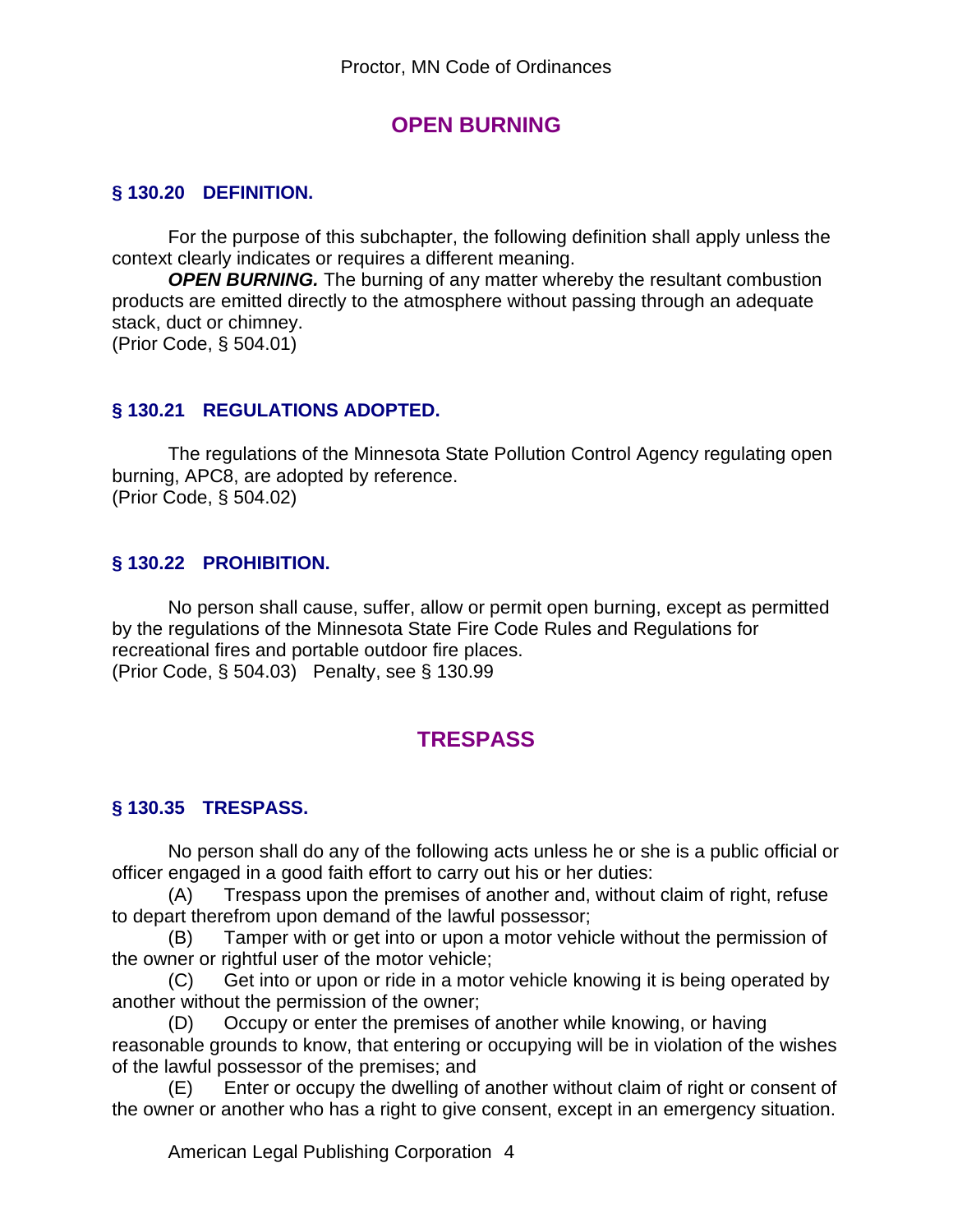## OPEN BURNING

### § 130.20 DEFINITION.

For the purpose of this subchapter, the following definition shall apply unless the context clearly indicates or requires a different meaning.

***OPEN BURNING.*** The burning of any matter whereby the resultant combustion products are emitted directly to the atmosphere without passing through an adequate stack, duct or chimney.
(Prior Code, § 504.01)

### § 130.21 REGULATIONS ADOPTED.

The regulations of the Minnesota State Pollution Control Agency regulating open burning, APC8, are adopted by reference.
(Prior Code, § 504.02)

### § 130.22 PROHIBITION.

No person shall cause, suffer, allow or permit open burning, except as permitted by the regulations of the Minnesota State Fire Code Rules and Regulations for recreational fires and portable outdoor fire places.
(Prior Code, § 504.03) Penalty, see § 130.99

## TRESPASS

### § 130.35 TRESPASS.

No person shall do any of the following acts unless he or she is a public official or officer engaged in a good faith effort to carry out his or her duties:

(A) Trespass upon the premises of another and, without claim of right, refuse to depart therefrom upon demand of the lawful possessor;

(B) Tamper with or get into or upon a motor vehicle without the permission of the owner or rightful user of the motor vehicle;

(C) Get into or upon or ride in a motor vehicle knowing it is being operated by another without the permission of the owner;

(D) Occupy or enter the premises of another while knowing, or having reasonable grounds to know, that entering or occupying will be in violation of the wishes of the lawful possessor of the premises; and

(E) Enter or occupy the dwelling of another without claim of right or consent of the owner or another who has a right to give consent, except in an emergency situation.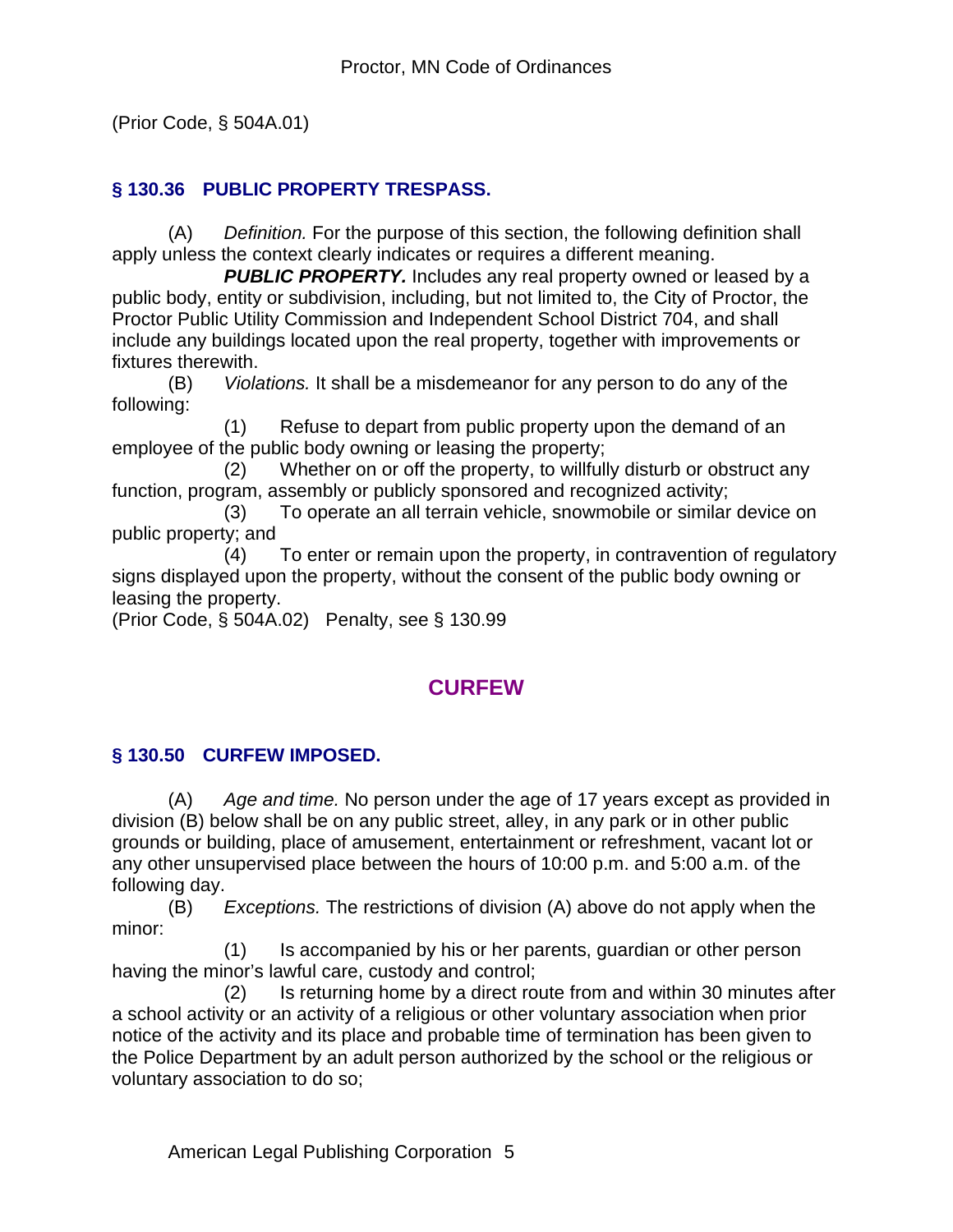(Prior Code, § 504A.01)

### § 130.36 PUBLIC PROPERTY TRESPASS.

(A) *Definition.* For the purpose of this section, the following definition shall apply unless the context clearly indicates or requires a different meaning.

***PUBLIC PROPERTY.*** Includes any real property owned or leased by a public body, entity or subdivision, including, but not limited to, the City of Proctor, the Proctor Public Utility Commission and Independent School District 704, and shall include any buildings located upon the real property, together with improvements or fixtures therewith.

(B) *Violations.* It shall be a misdemeanor for any person to do any of the following:

(1) Refuse to depart from public property upon the demand of an employee of the public body owning or leasing the property;

(2) Whether on or off the property, to willfully disturb or obstruct any function, program, assembly or publicly sponsored and recognized activity;

(3) To operate an all terrain vehicle, snowmobile or similar device on public property; and

(4) To enter or remain upon the property, in contravention of regulatory signs displayed upon the property, without the consent of the public body owning or leasing the property.

(Prior Code, § 504A.02) Penalty, see § 130.99

## CURFEW

### § 130.50 CURFEW IMPOSED.

(A) *Age and time.* No person under the age of 17 years except as provided in division (B) below shall be on any public street, alley, in any park or in other public grounds or building, place of amusement, entertainment or refreshment, vacant lot or any other unsupervised place between the hours of 10:00 p.m. and 5:00 a.m. of the following day.

(B) *Exceptions.* The restrictions of division (A) above do not apply when the minor:

(1) Is accompanied by his or her parents, guardian or other person having the minor's lawful care, custody and control;

(2) Is returning home by a direct route from and within 30 minutes after a school activity or an activity of a religious or other voluntary association when prior notice of the activity and its place and probable time of termination has been given to the Police Department by an adult person authorized by the school or the religious or voluntary association to do so;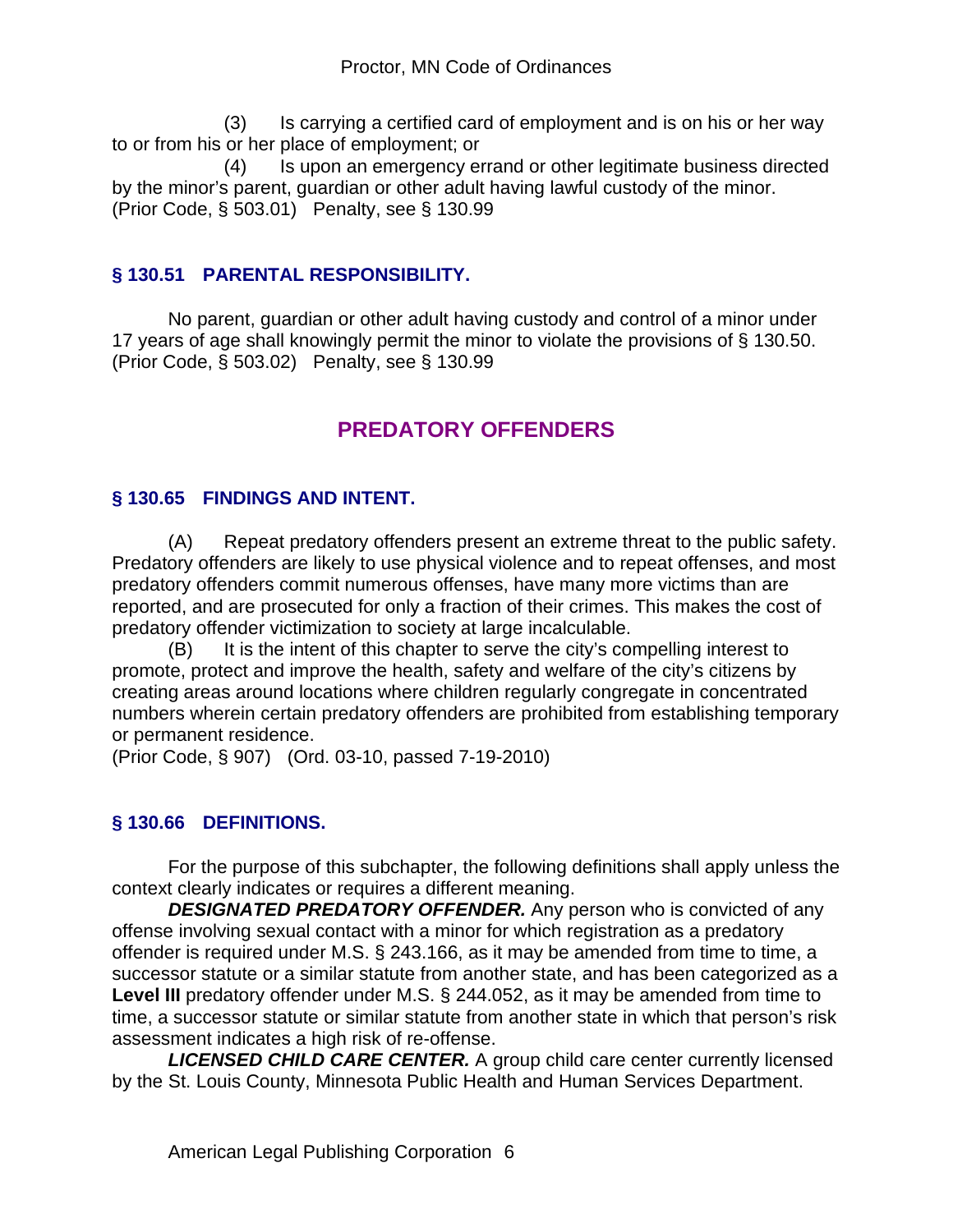(3) Is carrying a certified card of employment and is on his or her way to or from his or her place of employment; or

(4) Is upon an emergency errand or other legitimate business directed by the minor's parent, guardian or other adult having lawful custody of the minor.
(Prior Code, § 503.01) Penalty, see § 130.99

### § 130.51 PARENTAL RESPONSIBILITY.

No parent, guardian or other adult having custody and control of a minor under 17 years of age shall knowingly permit the minor to violate the provisions of § 130.50.
(Prior Code, § 503.02) Penalty, see § 130.99

## PREDATORY OFFENDERS

### § 130.65 FINDINGS AND INTENT.

(A) Repeat predatory offenders present an extreme threat to the public safety. Predatory offenders are likely to use physical violence and to repeat offenses, and most predatory offenders commit numerous offenses, have many more victims than are reported, and are prosecuted for only a fraction of their crimes. This makes the cost of predatory offender victimization to society at large incalculable.

(B) It is the intent of this chapter to serve the city's compelling interest to promote, protect and improve the health, safety and welfare of the city's citizens by creating areas around locations where children regularly congregate in concentrated numbers wherein certain predatory offenders are prohibited from establishing temporary or permanent residence.
(Prior Code, § 907) (Ord. 03-10, passed 7-19-2010)

### § 130.66 DEFINITIONS.

For the purpose of this subchapter, the following definitions shall apply unless the context clearly indicates or requires a different meaning.

***DESIGNATED PREDATORY OFFENDER.*** Any person who is convicted of any offense involving sexual contact with a minor for which registration as a predatory offender is required under M.S. § 243.166, as it may be amended from time to time, a successor statute or a similar statute from another state, and has been categorized as a **Level III** predatory offender under M.S. § 244.052, as it may be amended from time to time, a successor statute or similar statute from another state in which that person's risk assessment indicates a high risk of re-offense.

***LICENSED CHILD CARE CENTER.*** A group child care center currently licensed by the St. Louis County, Minnesota Public Health and Human Services Department.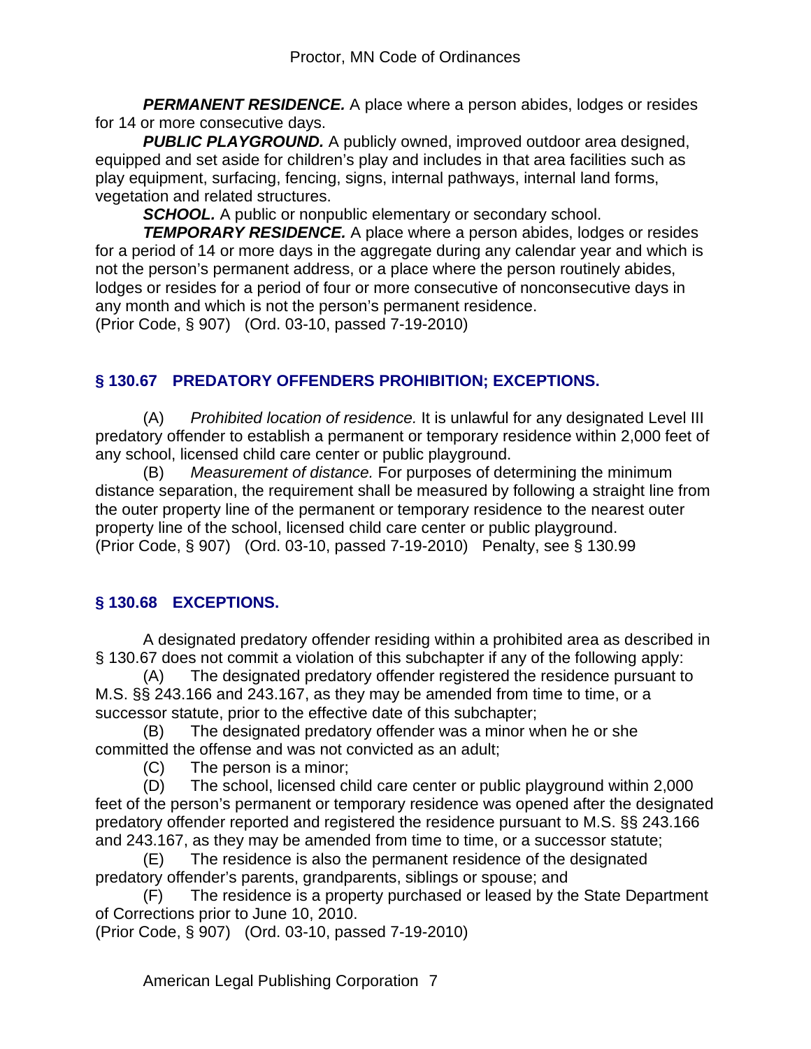***PERMANENT RESIDENCE.*** A place where a person abides, lodges or resides for 14 or more consecutive days.

***PUBLIC PLAYGROUND.*** A publicly owned, improved outdoor area designed, equipped and set aside for children's play and includes in that area facilities such as play equipment, surfacing, fencing, signs, internal pathways, internal land forms, vegetation and related structures.

***SCHOOL.*** A public or nonpublic elementary or secondary school.

***TEMPORARY RESIDENCE.*** A place where a person abides, lodges or resides for a period of 14 or more days in the aggregate during any calendar year and which is not the person's permanent address, or a place where the person routinely abides, lodges or resides for a period of four or more consecutive of nonconsecutive days in any month and which is not the person's permanent residence.

(Prior Code, § 907) (Ord. 03-10, passed 7-19-2010)

## § 130.67 PREDATORY OFFENDERS PROHIBITION; EXCEPTIONS.

(A) *Prohibited location of residence.* It is unlawful for any designated Level III predatory offender to establish a permanent or temporary residence within 2,000 feet of any school, licensed child care center or public playground.

(B) *Measurement of distance.* For purposes of determining the minimum distance separation, the requirement shall be measured by following a straight line from the outer property line of the permanent or temporary residence to the nearest outer property line of the school, licensed child care center or public playground.

(Prior Code, § 907) (Ord. 03-10, passed 7-19-2010) Penalty, see § 130.99

## § 130.68 EXCEPTIONS.

A designated predatory offender residing within a prohibited area as described in § 130.67 does not commit a violation of this subchapter if any of the following apply:

(A) The designated predatory offender registered the residence pursuant to M.S. §§ 243.166 and 243.167, as they may be amended from time to time, or a successor statute, prior to the effective date of this subchapter;

(B) The designated predatory offender was a minor when he or she committed the offense and was not convicted as an adult;

(C) The person is a minor;

(D) The school, licensed child care center or public playground within 2,000 feet of the person's permanent or temporary residence was opened after the designated predatory offender reported and registered the residence pursuant to M.S. §§ 243.166 and 243.167, as they may be amended from time to time, or a successor statute;

(E) The residence is also the permanent residence of the designated predatory offender's parents, grandparents, siblings or spouse; and

(F) The residence is a property purchased or leased by the State Department of Corrections prior to June 10, 2010.

(Prior Code, § 907) (Ord. 03-10, passed 7-19-2010)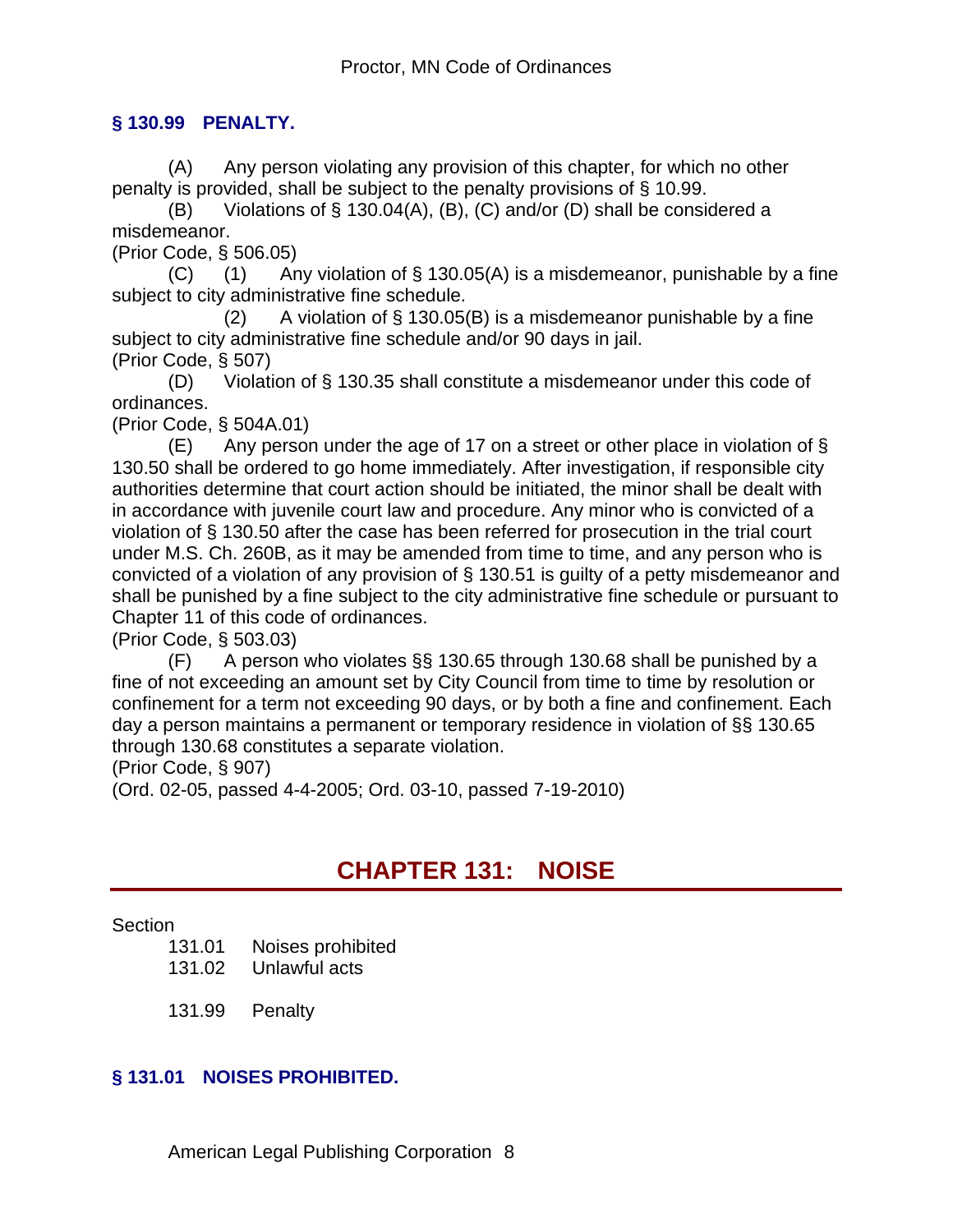### § 130.99 PENALTY.

(A) Any person violating any provision of this chapter, for which no other penalty is provided, shall be subject to the penalty provisions of § 10.99.

(B) Violations of § 130.04(A), (B), (C) and/or (D) shall be considered a misdemeanor.

(Prior Code, § 506.05)

(C) (1) Any violation of § 130.05(A) is a misdemeanor, punishable by a fine subject to city administrative fine schedule.

(2) A violation of § 130.05(B) is a misdemeanor punishable by a fine subject to city administrative fine schedule and/or 90 days in jail.

(Prior Code, § 507)

(D) Violation of § 130.35 shall constitute a misdemeanor under this code of ordinances.

(Prior Code, § 504A.01)

(E) Any person under the age of 17 on a street or other place in violation of § 130.50 shall be ordered to go home immediately. After investigation, if responsible city authorities determine that court action should be initiated, the minor shall be dealt with in accordance with juvenile court law and procedure. Any minor who is convicted of a violation of § 130.50 after the case has been referred for prosecution in the trial court under M.S. Ch. 260B, as it may be amended from time to time, and any person who is convicted of a violation of any provision of § 130.51 is guilty of a petty misdemeanor and shall be punished by a fine subject to the city administrative fine schedule or pursuant to Chapter 11 of this code of ordinances.

(Prior Code, § 503.03)

(F) A person who violates §§ 130.65 through 130.68 shall be punished by a fine of not exceeding an amount set by City Council from time to time by resolution or confinement for a term not exceeding 90 days, or by both a fine and confinement. Each day a person maintains a permanent or temporary residence in violation of §§ 130.65 through 130.68 constitutes a separate violation.

(Prior Code, § 907)

(Ord. 02-05, passed 4-4-2005; Ord. 03-10, passed 7-19-2010)

## CHAPTER 131: NOISE

Section

131.01 Noises prohibited

131.02 Unlawful acts

131.99 Penalty

### § 131.01 NOISES PROHIBITED.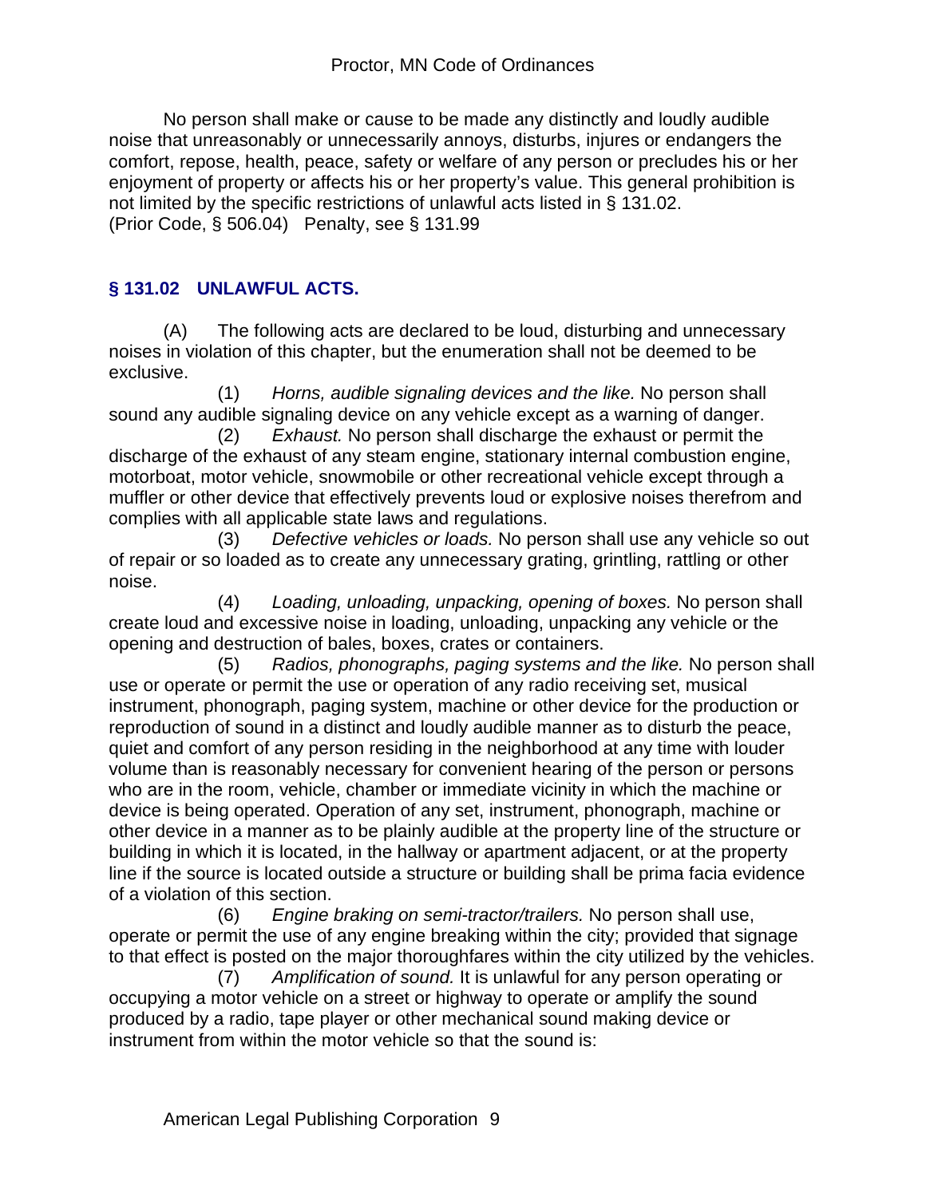No person shall make or cause to be made any distinctly and loudly audible noise that unreasonably or unnecessarily annoys, disturbs, injures or endangers the comfort, repose, health, peace, safety or welfare of any person or precludes his or her enjoyment of property or affects his or her property's value. This general prohibition is not limited by the specific restrictions of unlawful acts listed in § 131.02.
(Prior Code, § 506.04) Penalty, see § 131.99

### § 131.02 UNLAWFUL ACTS.

(A) The following acts are declared to be loud, disturbing and unnecessary noises in violation of this chapter, but the enumeration shall not be deemed to be exclusive.

(1) *Horns, audible signaling devices and the like.* No person shall sound any audible signaling device on any vehicle except as a warning of danger.

(2) *Exhaust.* No person shall discharge the exhaust or permit the discharge of the exhaust of any steam engine, stationary internal combustion engine, motorboat, motor vehicle, snowmobile or other recreational vehicle except through a muffler or other device that effectively prevents loud or explosive noises therefrom and complies with all applicable state laws and regulations.

(3) *Defective vehicles or loads.* No person shall use any vehicle so out of repair or so loaded as to create any unnecessary grating, grintling, rattling or other noise.

(4) *Loading, unloading, unpacking, opening of boxes.* No person shall create loud and excessive noise in loading, unloading, unpacking any vehicle or the opening and destruction of bales, boxes, crates or containers.

(5) *Radios, phonographs, paging systems and the like.* No person shall use or operate or permit the use or operation of any radio receiving set, musical instrument, phonograph, paging system, machine or other device for the production or reproduction of sound in a distinct and loudly audible manner as to disturb the peace, quiet and comfort of any person residing in the neighborhood at any time with louder volume than is reasonably necessary for convenient hearing of the person or persons who are in the room, vehicle, chamber or immediate vicinity in which the machine or device is being operated. Operation of any set, instrument, phonograph, machine or other device in a manner as to be plainly audible at the property line of the structure or building in which it is located, in the hallway or apartment adjacent, or at the property line if the source is located outside a structure or building shall be prima facia evidence of a violation of this section.

(6) *Engine braking on semi-tractor/trailers.* No person shall use, operate or permit the use of any engine breaking within the city; provided that signage to that effect is posted on the major thoroughfares within the city utilized by the vehicles.

(7) *Amplification of sound.* It is unlawful for any person operating or occupying a motor vehicle on a street or highway to operate or amplify the sound produced by a radio, tape player or other mechanical sound making device or instrument from within the motor vehicle so that the sound is: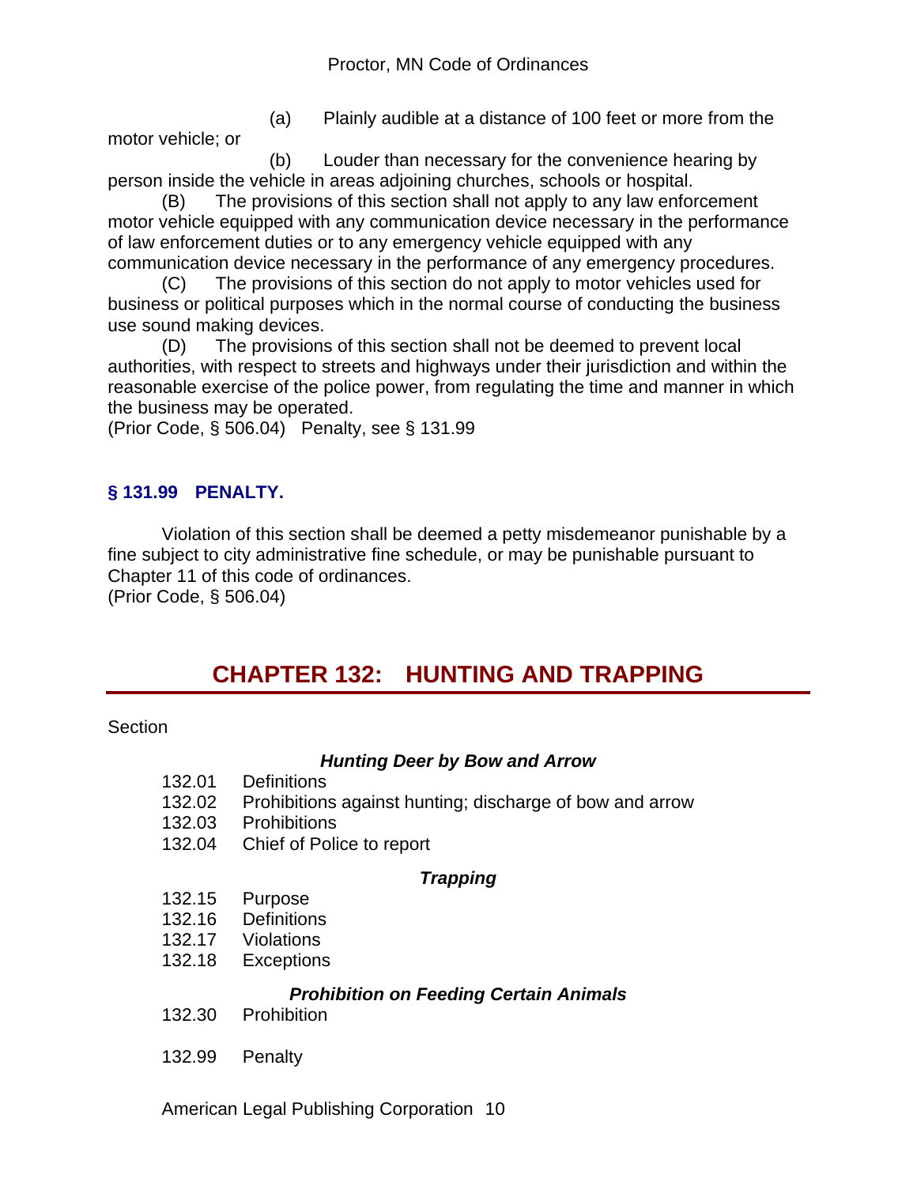(a) Plainly audible at a distance of 100 feet or more from the motor vehicle; or

(b) Louder than necessary for the convenience hearing by person inside the vehicle in areas adjoining churches, schools or hospital.

(B) The provisions of this section shall not apply to any law enforcement motor vehicle equipped with any communication device necessary in the performance of law enforcement duties or to any emergency vehicle equipped with any communication device necessary in the performance of any emergency procedures.

(C) The provisions of this section do not apply to motor vehicles used for business or political purposes which in the normal course of conducting the business use sound making devices.

(D) The provisions of this section shall not be deemed to prevent local authorities, with respect to streets and highways under their jurisdiction and within the reasonable exercise of the police power, from regulating the time and manner in which the business may be operated.

(Prior Code, § 506.04) Penalty, see § 131.99

### § 131.99 PENALTY.

Violation of this section shall be deemed a petty misdemeanor punishable by a fine subject to city administrative fine schedule, or may be punishable pursuant to Chapter 11 of this code of ordinances.

(Prior Code, § 506.04)

# CHAPTER 132: HUNTING AND TRAPPING

Section

***Hunting Deer by Bow and Arrow***

132.01 Definitions
132.02 Prohibitions against hunting; discharge of bow and arrow
132.03 Prohibitions
132.04 Chief of Police to report

***Trapping***

132.15 Purpose
132.16 Definitions
132.17 Violations
132.18 Exceptions

***Prohibition on Feeding Certain Animals***

132.30 Prohibition

132.99 Penalty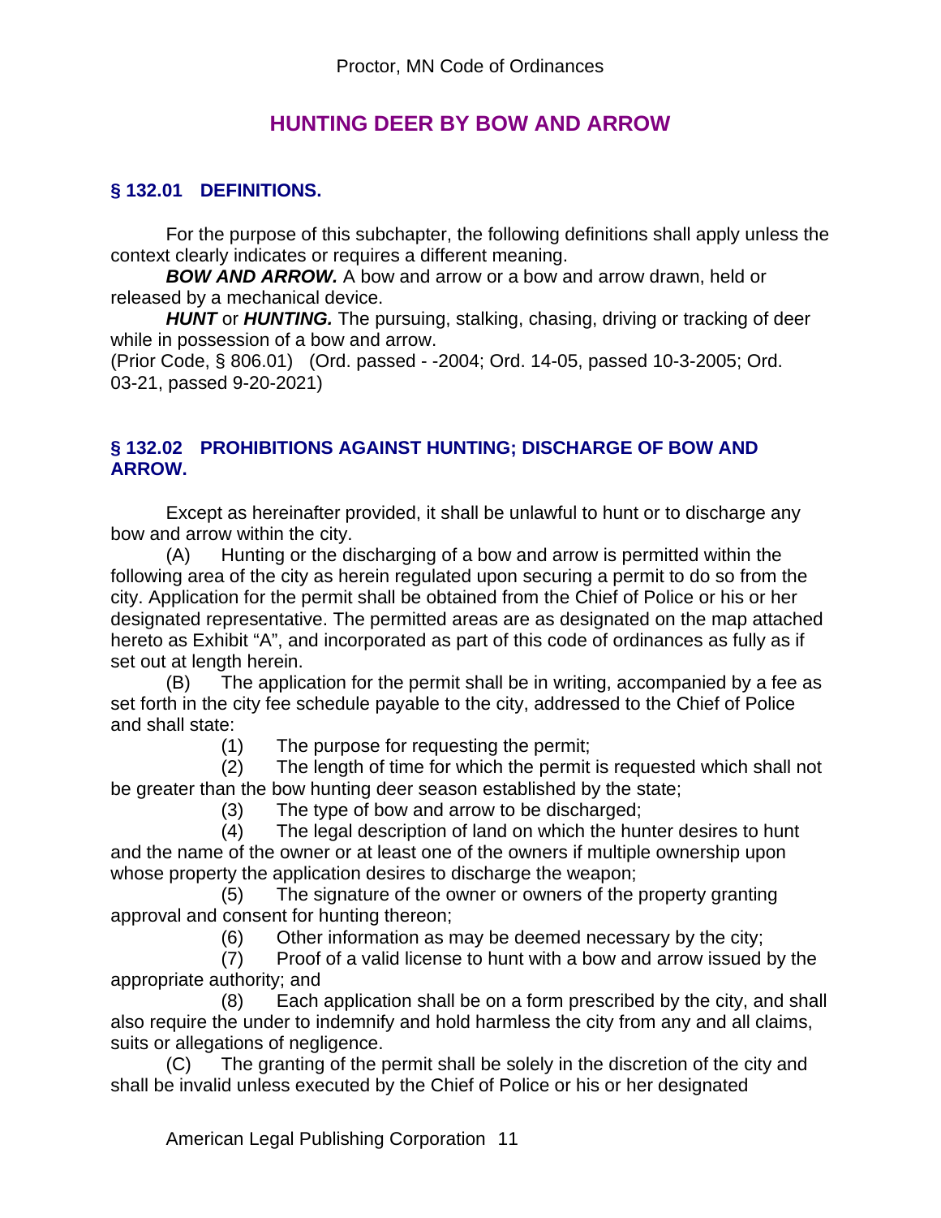## HUNTING DEER BY BOW AND ARROW

### § 132.01 DEFINITIONS.

For the purpose of this subchapter, the following definitions shall apply unless the context clearly indicates or requires a different meaning.

***BOW AND ARROW.*** A bow and arrow or a bow and arrow drawn, held or released by a mechanical device.

***HUNT*** or ***HUNTING.*** The pursuing, stalking, chasing, driving or tracking of deer while in possession of a bow and arrow.

(Prior Code, § 806.01) (Ord. passed - -2004; Ord. 14-05, passed 10-3-2005; Ord. 03-21, passed 9-20-2021)

### § 132.02 PROHIBITIONS AGAINST HUNTING; DISCHARGE OF BOW AND ARROW.

Except as hereinafter provided, it shall be unlawful to hunt or to discharge any bow and arrow within the city.

(A) Hunting or the discharging of a bow and arrow is permitted within the following area of the city as herein regulated upon securing a permit to do so from the city. Application for the permit shall be obtained from the Chief of Police or his or her designated representative. The permitted areas are as designated on the map attached hereto as Exhibit "A", and incorporated as part of this code of ordinances as fully as if set out at length herein.

(B) The application for the permit shall be in writing, accompanied by a fee as set forth in the city fee schedule payable to the city, addressed to the Chief of Police and shall state:

(1) The purpose for requesting the permit;

(2) The length of time for which the permit is requested which shall not be greater than the bow hunting deer season established by the state;

(3) The type of bow and arrow to be discharged;

(4) The legal description of land on which the hunter desires to hunt and the name of the owner or at least one of the owners if multiple ownership upon whose property the application desires to discharge the weapon;

(5) The signature of the owner or owners of the property granting approval and consent for hunting thereon;

(6) Other information as may be deemed necessary by the city;

(7) Proof of a valid license to hunt with a bow and arrow issued by the appropriate authority; and

(8) Each application shall be on a form prescribed by the city, and shall also require the under to indemnify and hold harmless the city from any and all claims, suits or allegations of negligence.

(C) The granting of the permit shall be solely in the discretion of the city and shall be invalid unless executed by the Chief of Police or his or her designated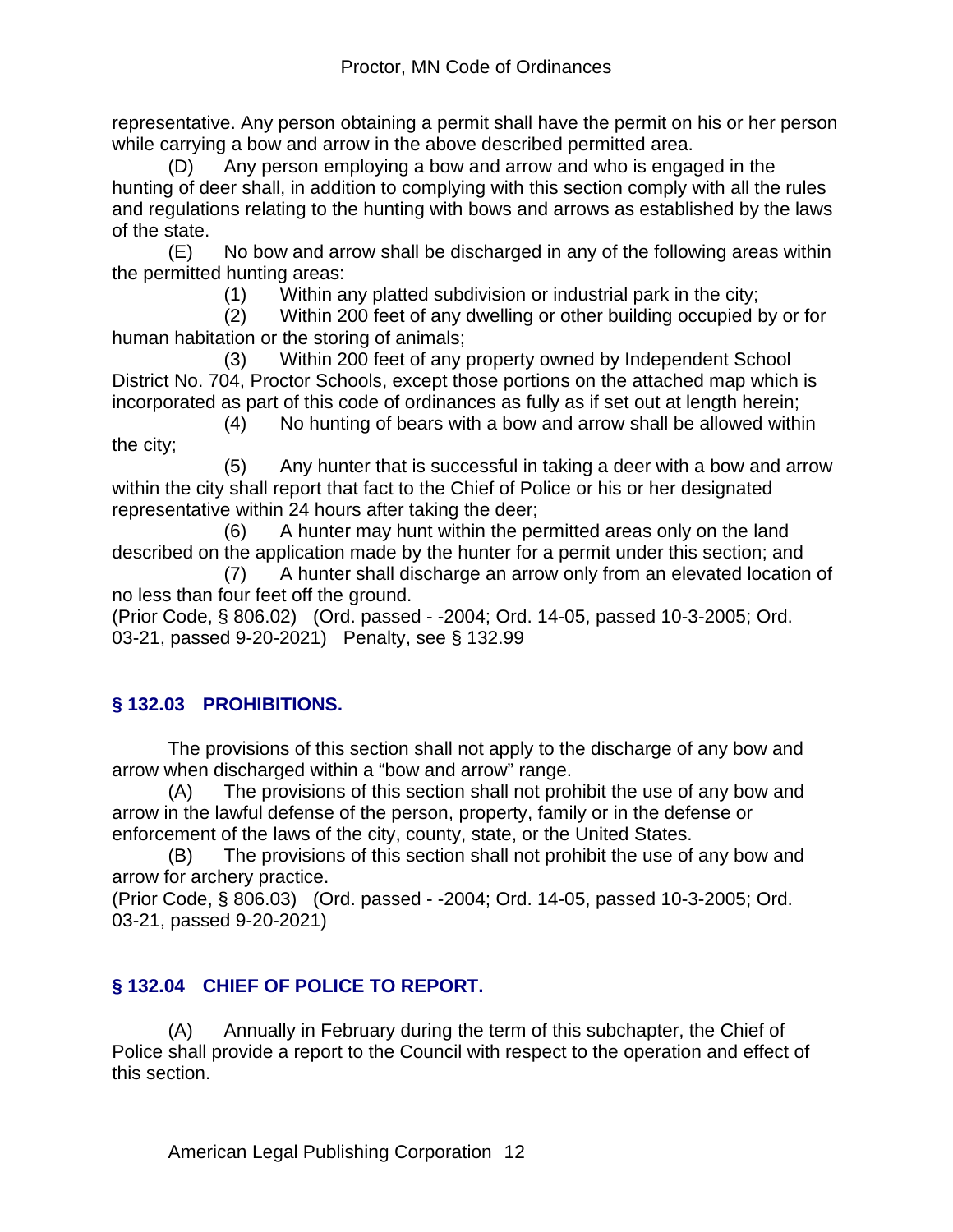representative. Any person obtaining a permit shall have the permit on his or her person while carrying a bow and arrow in the above described permitted area.

(D) Any person employing a bow and arrow and who is engaged in the hunting of deer shall, in addition to complying with this section comply with all the rules and regulations relating to the hunting with bows and arrows as established by the laws of the state.

(E) No bow and arrow shall be discharged in any of the following areas within the permitted hunting areas:

(1) Within any platted subdivision or industrial park in the city;

(2) Within 200 feet of any dwelling or other building occupied by or for human habitation or the storing of animals;

(3) Within 200 feet of any property owned by Independent School District No. 704, Proctor Schools, except those portions on the attached map which is incorporated as part of this code of ordinances as fully as if set out at length herein;

(4) No hunting of bears with a bow and arrow shall be allowed within the city;

(5) Any hunter that is successful in taking a deer with a bow and arrow within the city shall report that fact to the Chief of Police or his or her designated representative within 24 hours after taking the deer;

(6) A hunter may hunt within the permitted areas only on the land described on the application made by the hunter for a permit under this section; and

(7) A hunter shall discharge an arrow only from an elevated location of no less than four feet off the ground.

(Prior Code, § 806.02) (Ord. passed - -2004; Ord. 14-05, passed 10-3-2005; Ord. 03-21, passed 9-20-2021) Penalty, see § 132.99

## § 132.03 PROHIBITIONS.

The provisions of this section shall not apply to the discharge of any bow and arrow when discharged within a "bow and arrow" range.

(A) The provisions of this section shall not prohibit the use of any bow and arrow in the lawful defense of the person, property, family or in the defense or enforcement of the laws of the city, county, state, or the United States.

(B) The provisions of this section shall not prohibit the use of any bow and arrow for archery practice.

(Prior Code, § 806.03) (Ord. passed - -2004; Ord. 14-05, passed 10-3-2005; Ord. 03-21, passed 9-20-2021)

## § 132.04 CHIEF OF POLICE TO REPORT.

(A) Annually in February during the term of this subchapter, the Chief of Police shall provide a report to the Council with respect to the operation and effect of this section.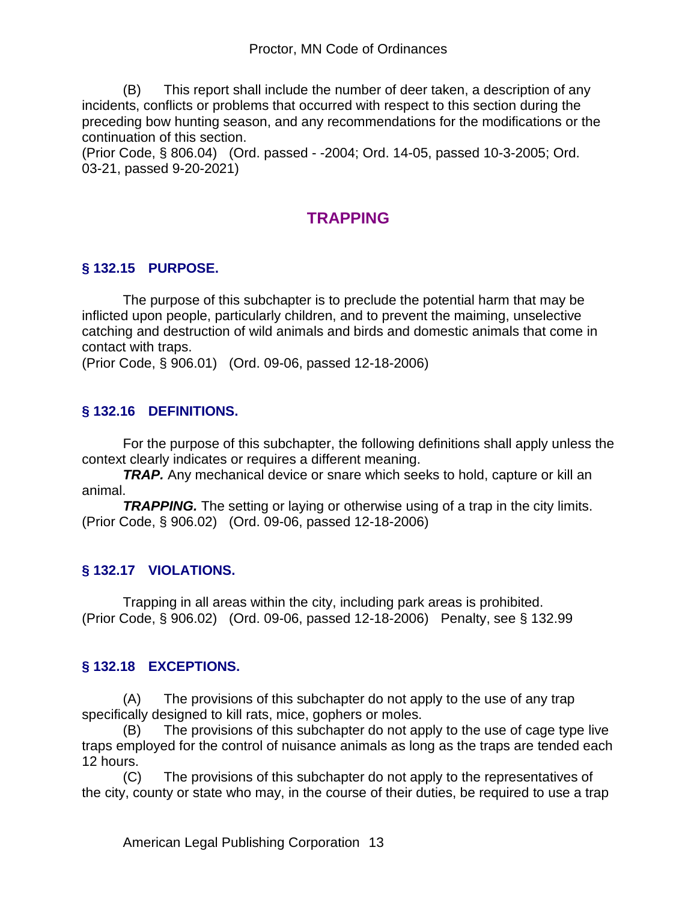(B) This report shall include the number of deer taken, a description of any incidents, conflicts or problems that occurred with respect to this section during the preceding bow hunting season, and any recommendations for the modifications or the continuation of this section.
(Prior Code, § 806.04) (Ord. passed - -2004; Ord. 14-05, passed 10-3-2005; Ord. 03-21, passed 9-20-2021)

## TRAPPING

### § 132.15 PURPOSE.

The purpose of this subchapter is to preclude the potential harm that may be inflicted upon people, particularly children, and to prevent the maiming, unselective catching and destruction of wild animals and birds and domestic animals that come in contact with traps.
(Prior Code, § 906.01) (Ord. 09-06, passed 12-18-2006)

### § 132.16 DEFINITIONS.

For the purpose of this subchapter, the following definitions shall apply unless the context clearly indicates or requires a different meaning.

***TRAP.*** Any mechanical device or snare which seeks to hold, capture or kill an animal.

***TRAPPING.*** The setting or laying or otherwise using of a trap in the city limits.
(Prior Code, § 906.02) (Ord. 09-06, passed 12-18-2006)

### § 132.17 VIOLATIONS.

Trapping in all areas within the city, including park areas is prohibited.
(Prior Code, § 906.02) (Ord. 09-06, passed 12-18-2006) Penalty, see § 132.99

### § 132.18 EXCEPTIONS.

(A) The provisions of this subchapter do not apply to the use of any trap specifically designed to kill rats, mice, gophers or moles.

(B) The provisions of this subchapter do not apply to the use of cage type live traps employed for the control of nuisance animals as long as the traps are tended each 12 hours.

(C) The provisions of this subchapter do not apply to the representatives of the city, county or state who may, in the course of their duties, be required to use a trap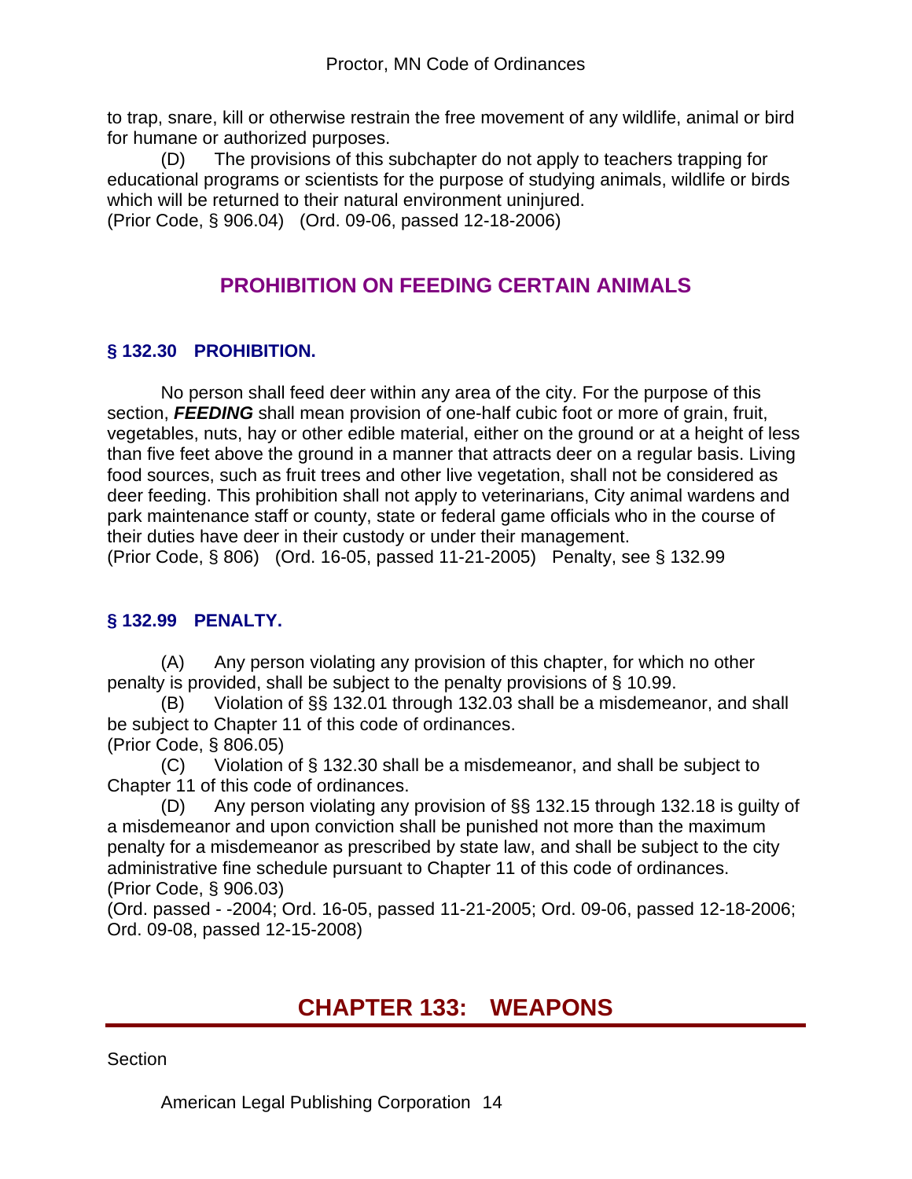to trap, snare, kill or otherwise restrain the free movement of any wildlife, animal or bird for humane or authorized purposes.

(D) The provisions of this subchapter do not apply to teachers trapping for educational programs or scientists for the purpose of studying animals, wildlife or birds which will be returned to their natural environment uninjured.
(Prior Code, § 906.04) (Ord. 09-06, passed 12-18-2006)

## PROHIBITION ON FEEDING CERTAIN ANIMALS

### § 132.30 PROHIBITION.

No person shall feed deer within any area of the city. For the purpose of this section, ***FEEDING*** shall mean provision of one-half cubic foot or more of grain, fruit, vegetables, nuts, hay or other edible material, either on the ground or at a height of less than five feet above the ground in a manner that attracts deer on a regular basis. Living food sources, such as fruit trees and other live vegetation, shall not be considered as deer feeding. This prohibition shall not apply to veterinarians, City animal wardens and park maintenance staff or county, state or federal game officials who in the course of their duties have deer in their custody or under their management.
(Prior Code, § 806) (Ord. 16-05, passed 11-21-2005) Penalty, see § 132.99

### § 132.99 PENALTY.

(A) Any person violating any provision of this chapter, for which no other penalty is provided, shall be subject to the penalty provisions of § 10.99.

(B) Violation of §§ 132.01 through 132.03 shall be a misdemeanor, and shall be subject to Chapter 11 of this code of ordinances.
(Prior Code, § 806.05)

(C) Violation of § 132.30 shall be a misdemeanor, and shall be subject to Chapter 11 of this code of ordinances.

(D) Any person violating any provision of §§ 132.15 through 132.18 is guilty of a misdemeanor and upon conviction shall be punished not more than the maximum penalty for a misdemeanor as prescribed by state law, and shall be subject to the city administrative fine schedule pursuant to Chapter 11 of this code of ordinances.
(Prior Code, § 906.03)
(Ord. passed - -2004; Ord. 16-05, passed 11-21-2005; Ord. 09-06, passed 12-18-2006; Ord. 09-08, passed 12-15-2008)

# CHAPTER 133: WEAPONS

Section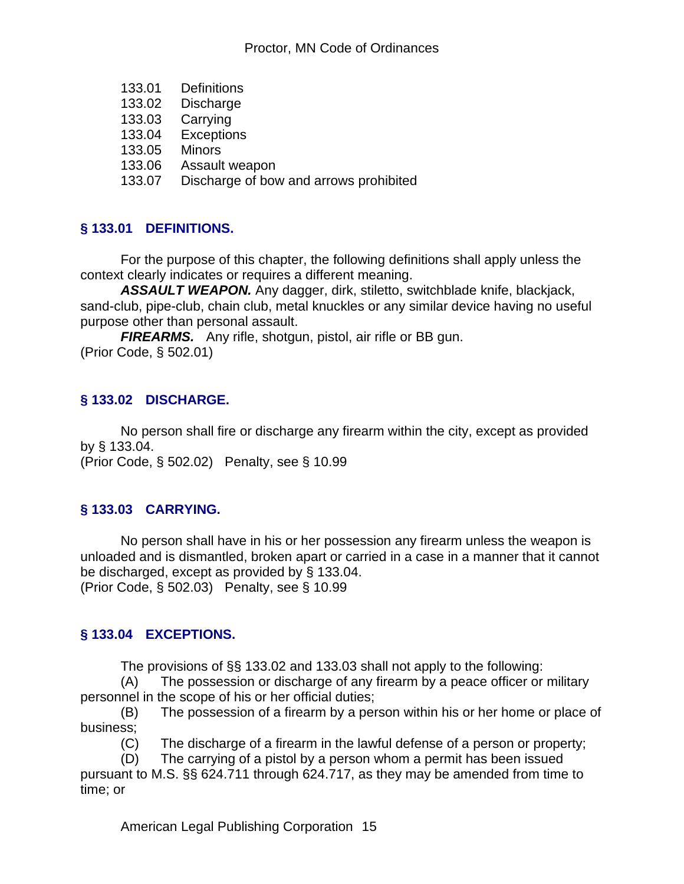133.01 Definitions
133.02 Discharge
133.03 Carrying
133.04 Exceptions
133.05 Minors
133.06 Assault weapon
133.07 Discharge of bow and arrows prohibited

## § 133.01 DEFINITIONS.

For the purpose of this chapter, the following definitions shall apply unless the context clearly indicates or requires a different meaning.

***ASSAULT WEAPON.*** Any dagger, dirk, stiletto, switchblade knife, blackjack, sand-club, pipe-club, chain club, metal knuckles or any similar device having no useful purpose other than personal assault.

***FIREARMS.*** Any rifle, shotgun, pistol, air rifle or BB gun.

(Prior Code, § 502.01)

## § 133.02 DISCHARGE.

No person shall fire or discharge any firearm within the city, except as provided by § 133.04.

(Prior Code, § 502.02) Penalty, see § 10.99

## § 133.03 CARRYING.

No person shall have in his or her possession any firearm unless the weapon is unloaded and is dismantled, broken apart or carried in a case in a manner that it cannot be discharged, except as provided by § 133.04.

(Prior Code, § 502.03) Penalty, see § 10.99

## § 133.04 EXCEPTIONS.

The provisions of §§ 133.02 and 133.03 shall not apply to the following:

(A) The possession or discharge of any firearm by a peace officer or military personnel in the scope of his or her official duties;

(B) The possession of a firearm by a person within his or her home or place of business;

(C) The discharge of a firearm in the lawful defense of a person or property;

(D) The carrying of a pistol by a person whom a permit has been issued pursuant to M.S. §§ 624.711 through 624.717, as they may be amended from time to time; or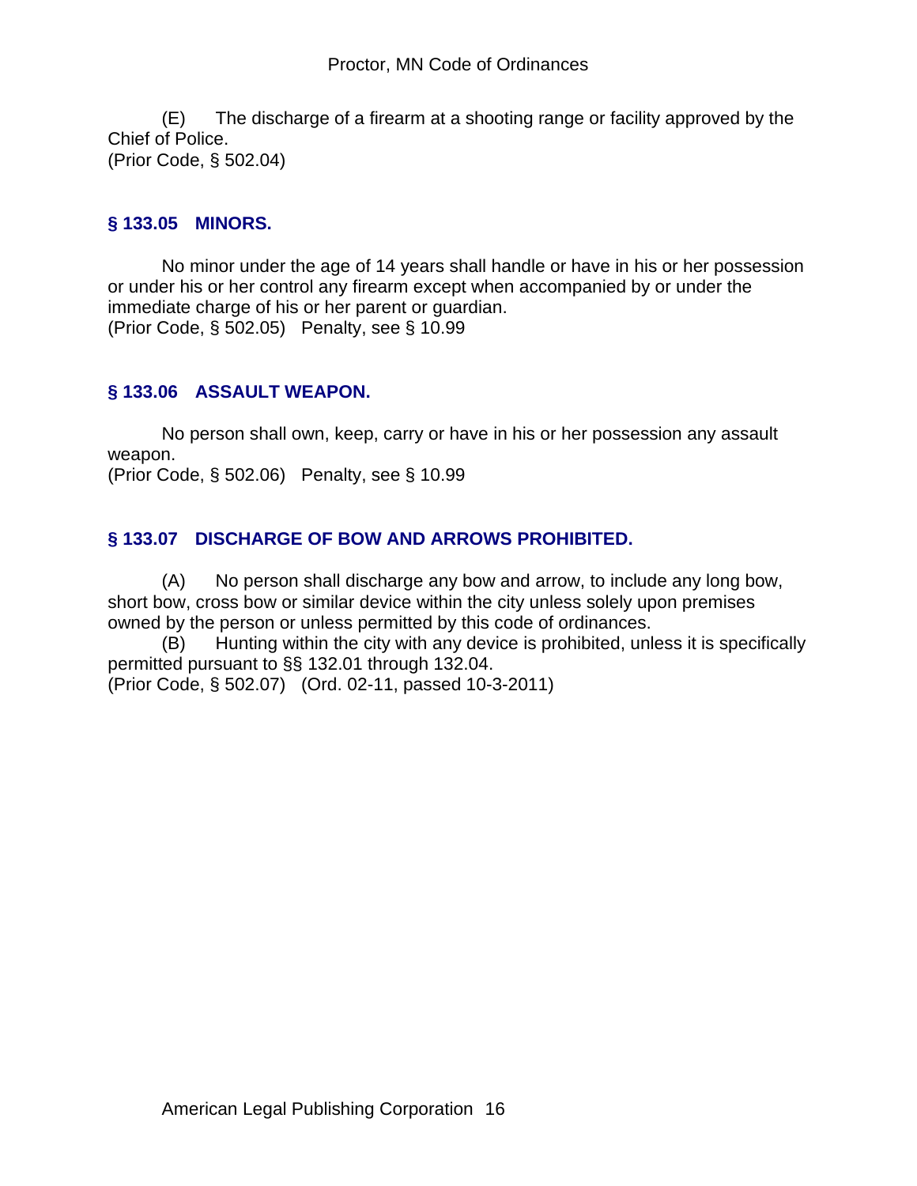(E) The discharge of a firearm at a shooting range or facility approved by the Chief of Police.
(Prior Code, § 502.04)

### § 133.05 MINORS.

No minor under the age of 14 years shall handle or have in his or her possession or under his or her control any firearm except when accompanied by or under the immediate charge of his or her parent or guardian.
(Prior Code, § 502.05) Penalty, see § 10.99

### § 133.06 ASSAULT WEAPON.

No person shall own, keep, carry or have in his or her possession any assault weapon.
(Prior Code, § 502.06) Penalty, see § 10.99

### § 133.07 DISCHARGE OF BOW AND ARROWS PROHIBITED.

(A) No person shall discharge any bow and arrow, to include any long bow, short bow, cross bow or similar device within the city unless solely upon premises owned by the person or unless permitted by this code of ordinances.

(B) Hunting within the city with any device is prohibited, unless it is specifically permitted pursuant to §§ 132.01 through 132.04.
(Prior Code, § 502.07) (Ord. 02-11, passed 10-3-2011)